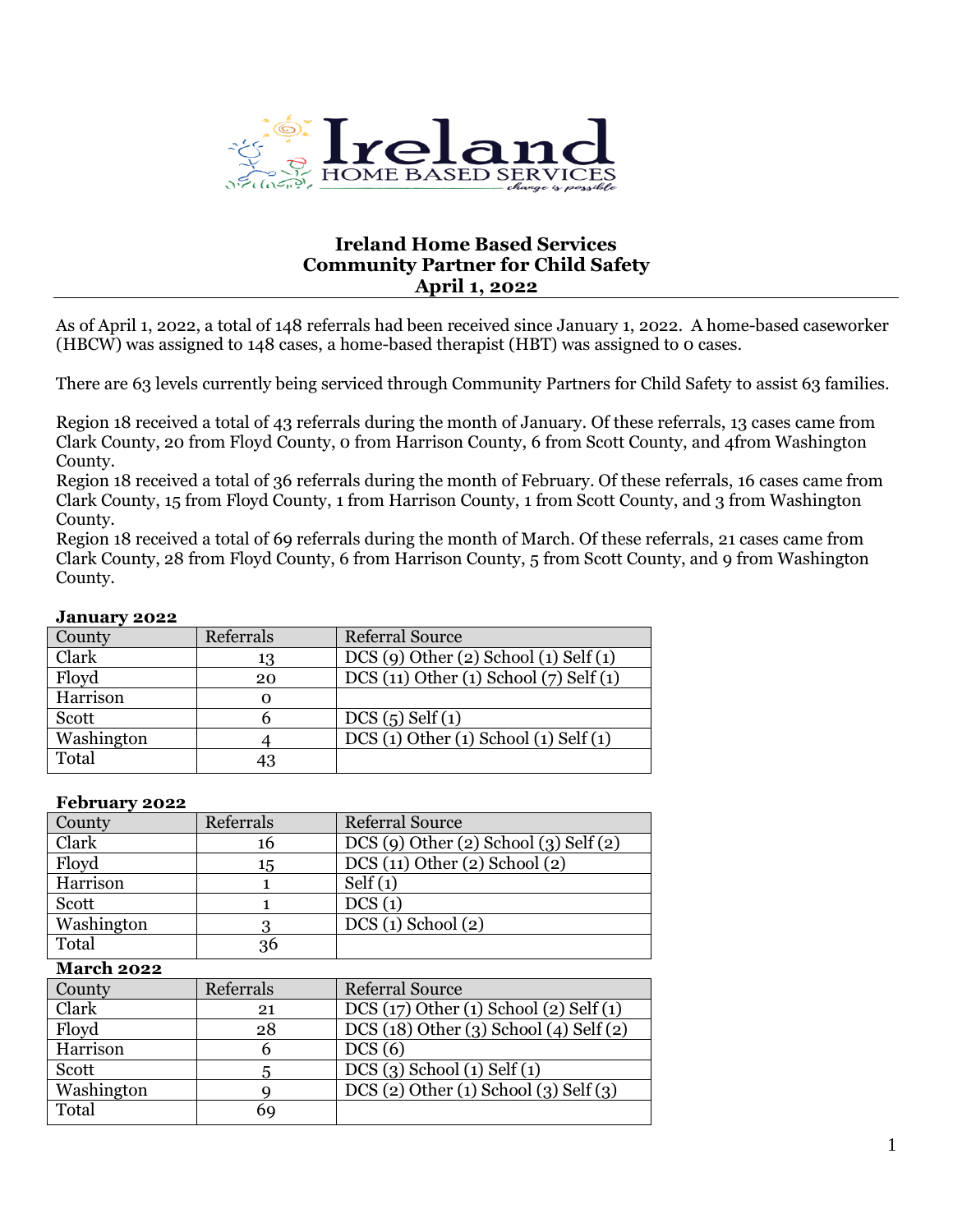# Ireland Home Based Services
## Community Partner for Child Safety
## April 1, 2022

As of April 1, 2022, a total of 148 referrals had been received since January 1, 2022. A home-based caseworker (HBCW) was assigned to 148 cases, a home-based therapist (HBT) was assigned to 0 cases.

There are 63 levels currently being serviced through Community Partners for Child Safety to assist 63 families.

Region 18 received a total of 43 referrals during the month of January. Of these referrals, 13 cases came from Clark County, 20 from Floyd County, 0 from Harrison County, 6 from Scott County, and 4from Washington County.
Region 18 received a total of 36 referrals during the month of February. Of these referrals, 16 cases came from Clark County, 15 from Floyd County, 1 from Harrison County, 1 from Scott County, and 3 from Washington County.
Region 18 received a total of 69 referrals during the month of March. Of these referrals, 21 cases came from Clark County, 28 from Floyd County, 6 from Harrison County, 5 from Scott County, and 9 from Washington County.

**January 2022**

| County | Referrals | Referral Source |
|---|---|---|
| Clark | 13 | DCS (9) Other (2) School (1) Self (1) |
| Floyd | 20 | DCS (11) Other (1) School (7) Self (1) |
| Harrison | 0 | |
| Scott | 6 | DCS (5) Self (1) |
| Washington | 4 | DCS (1) Other (1) School (1) Self (1) |
| Total | 43 | |

**February 2022**

| County | Referrals | Referral Source |
|---|---|---|
| Clark | 16 | DCS (9) Other (2) School (3) Self (2) |
| Floyd | 15 | DCS (11) Other (2) School (2) |
| Harrison | 1 | Self (1) |
| Scott | 1 | DCS (1) |
| Washington | 3 | DCS (1) School (2) |
| Total | 36 | |

**March 2022**

| County | Referrals | Referral Source |
|---|---|---|
| Clark | 21 | DCS (17) Other (1) School (2) Self (1) |
| Floyd | 28 | DCS (18) Other (3) School (4) Self (2) |
| Harrison | 6 | DCS (6) |
| Scott | 5 | DCS (3) School (1) Self (1) |
| Washington | 9 | DCS (2) Other (1) School (3) Self (3) |
| Total | 69 | |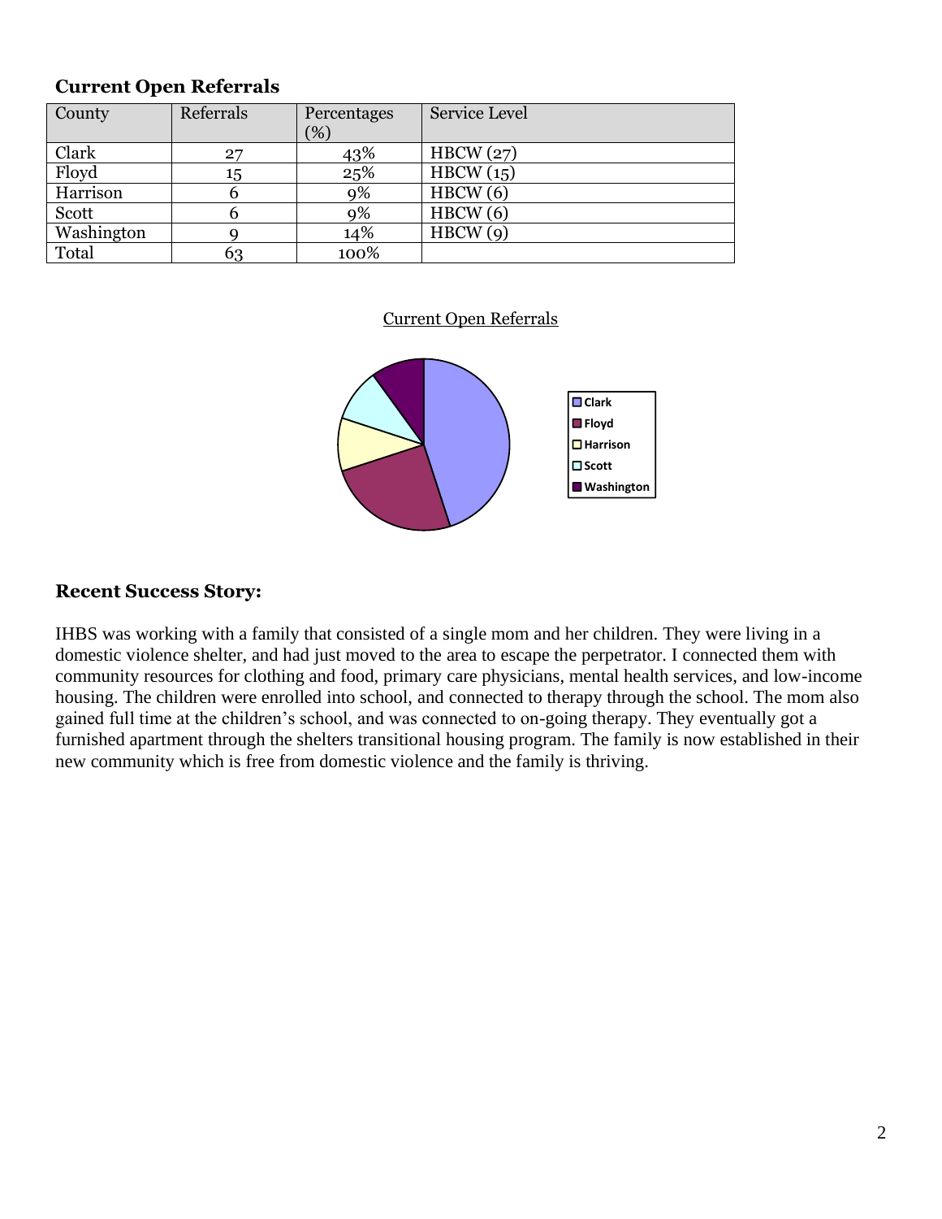### Current Open Referrals

| County | Referrals | Percentages (%) | Service Level |
|---|---|---|---|
| Clark | 27 | 43% | HBCW (27) |
| Floyd | 15 | 25% | HBCW (15) |
| Harrison | 6 | 9% | HBCW (6) |
| Scott | 6 | 9% | HBCW (6) |
| Washington | 9 | 14% | HBCW (9) |
| Total | 63 | 100% | |

Current Open Referrals

Clark
Floyd
Harrison
Scott
Washington

### Recent Success Story:

IHBS was working with a family that consisted of a single mom and her children. They were living in a domestic violence shelter, and had just moved to the area to escape the perpetrator. I connected them with community resources for clothing and food, primary care physicians, mental health services, and low-income housing. The children were enrolled into school, and connected to therapy through the school. The mom also gained full time at the children's school, and was connected to on-going therapy. They eventually got a furnished apartment through the shelters transitional housing program. The family is now established in their new community which is free from domestic violence and the family is thriving.